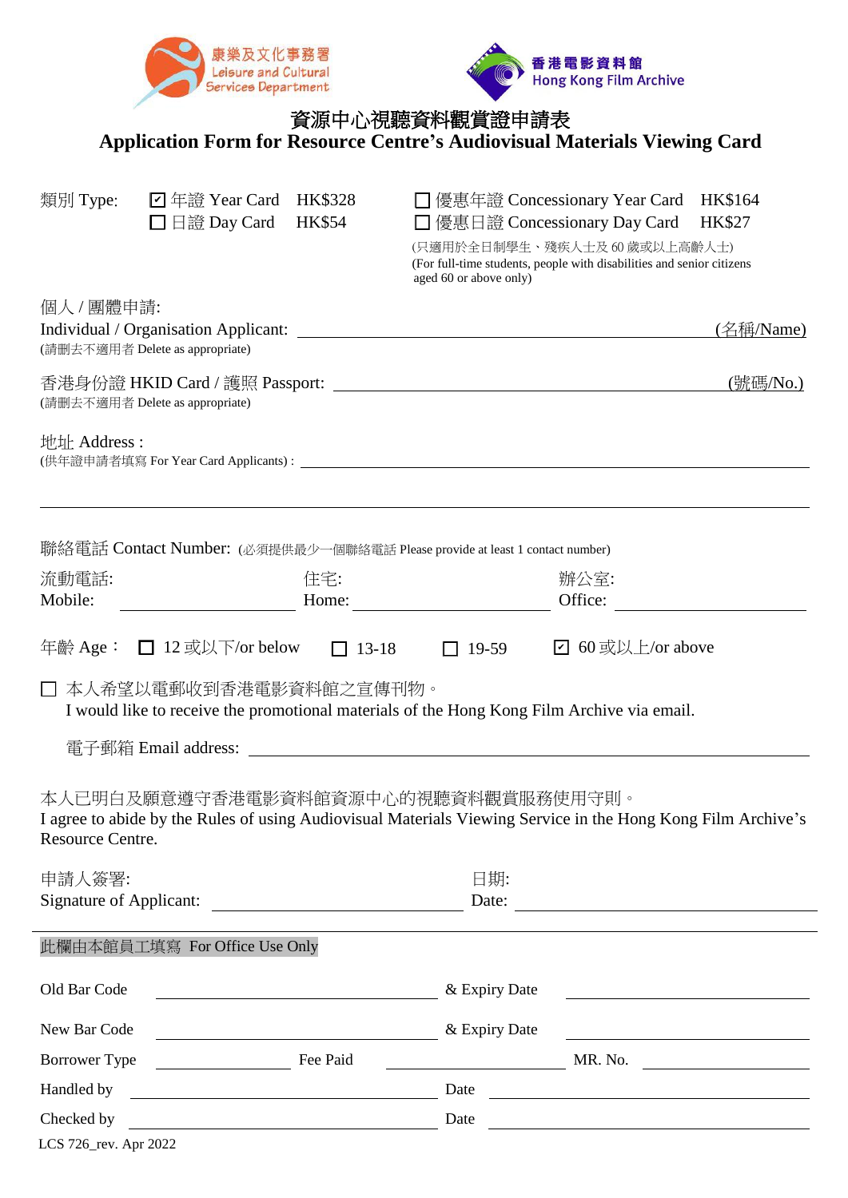康樂及文化事務署
Leisure and Cultural Services Department

香港電影資料館
Hong Kong Film Archive

# 資源中心視聽資料觀賞證申請表
# Application Form for Resource Centre's Audiovisual Materials Viewing Card

類別 Type:

- ☑ 年證 Year Card HK$328
- ☐ 日證 Day Card HK$54
- ☐ 優惠年證 Concessionary Year Card HK$164
- ☐ 優惠日證 Concessionary Day Card HK$27

(只適用於全日制學生、殘疾人士及 60 歲或以上高齡人士)
(For full-time students, people with disabilities and senior citizens aged 60 or above only)

個人 / 團體申請:
Individual / Organisation Applicant: ______________________________ (名稱/Name)
(請刪去不適用者 Delete as appropriate)

香港身份證 HKID Card / 護照 Passport: ______________________________ (號碼/No.)
(請刪去不適用者 Delete as appropriate)

地址 Address :
(供年證申請者填寫 For Year Card Applicants) : ______________________________

______________________________

聯絡電話 Contact Number: (必須提供最少一個聯絡電話 Please provide at least 1 contact number)

流動電話:
Mobile: ______________

住宅:
Home: ______________

辦公室:
Office: ______________

年齡 Age： ☐ 12 或以下/or below ☐ 13-18 ☐ 19-59 ☑ 60 或以上/or above

☐ 本人希望以電郵收到香港電影資料館之宣傳刊物。
I would like to receive the promotional materials of the Hong Kong Film Archive via email.

電子郵箱 Email address: ______________________________

本人已明白及願意遵守香港電影資料館資源中心的視聽資料觀賞服務使用守則。
I agree to abide by the Rules of using Audiovisual Materials Viewing Service in the Hong Kong Film Archive's Resource Centre.

申請人簽署:
Signature of Applicant: ______________

日期:
Date: ______________

---

此欄由本館員工填寫 For Office Use Only

Old Bar Code ______________ & Expiry Date ______________

New Bar Code ______________ & Expiry Date ______________

Borrower Type ______________ Fee Paid ______________ MR. No. ______________

Handled by ______________ Date ______________

Checked by ______________ Date ______________

LCS 726_rev. Apr 2022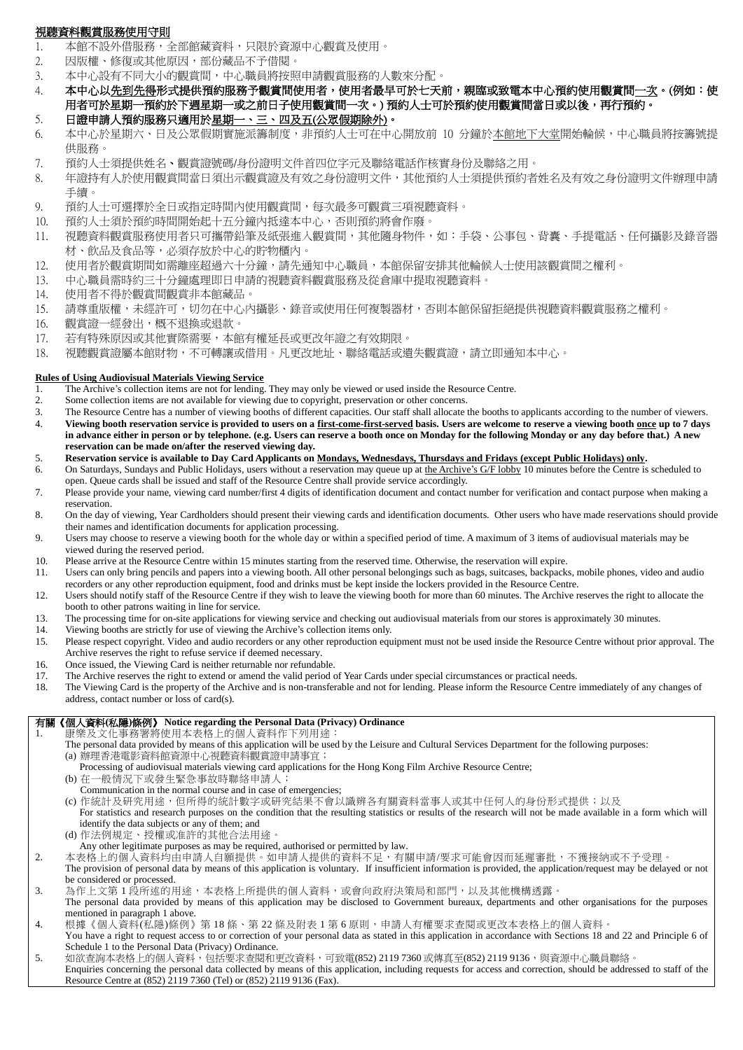## 視聽資料觀賞服務使用守則

1. 本館不設外借服務，全部館藏資料，只限於資源中心觀賞及使用。
2. 因版權、修復或其他原因，部份藏品不予借閱。
3. 本中心設有不同大小的觀賞間，中心職員將按照申請觀賞服務的人數來分配。
4. **本中心以先到先得形式提供預約服務予觀賞間使用者，使用者最早可於七天前，親臨或致電本中心預約使用觀賞間一次。(例如：使用者可於星期一預約於下週星期一或之前日子使用觀賞間一次。) 預約人士可於預約使用觀賞間當日或以後，再行預約。**
5. **日證申請人預約服務只適用於星期一、三、四及五(公眾假期除外)。**
6. 本中心於星期六、日及公眾假期實施派籌制度，非預約人士可在中心開放前 10 分鐘於本館地下大堂開始輪候，中心職員將按籌號提供服務。
7. 預約人士須提供姓名、觀賞證號碼/身份證明文件首四位字元及聯絡電話作核實身份及聯絡之用。
8. 年證持有人於使用觀賞間當日須出示觀賞證及有效之身份證明文件，其他預約人士須提供預約者姓名及有效之身份證明文件辦理申請手續。
9. 預約人士可選擇於全日或指定時間內使用觀賞間，每次最多可觀賞三項視聽資料。
10. 預約人士須於預約時間開始起十五分鐘內抵達本中心，否則預約將會作廢。
11. 視聽資料觀賞服務使用者只可攜帶鉛筆及紙張進入觀賞間，其他隨身物件，如：手袋、公事包、背囊、手提電話、任何攝影及錄音器材、飲品及食品等，必須存放於中心的貯物櫃內。
12. 使用者於觀賞期間如需離座超過六十分鐘，請先通知中心職員，本館保留安排其他輪候人士使用該觀賞間之權利。
13. 中心職員需時約三十分鐘處理即日申請的視聽資料觀賞服務及從倉庫中提取視聽資料。
14. 使用者不得於觀賞間觀賞非本館藏品。
15. 請尊重版權，未經許可，切勿在中心內攝影、錄音或使用任何複製器材，否則本館保留拒絕提供視聽資料觀賞服務之權利。
16. 觀賞證一經發出，概不退換或退款。
17. 若有特殊原因或其他實際需要，本館有權延長或更改年證之有效期限。
18. 視聽觀賞證屬本館財物，不可轉讓或借用。凡更改地址、聯絡電話或遺失觀賞證，請立即通知本中心。

## Rules of Using Audiovisual Materials Viewing Service

1. The Archive's collection items are not for lending. They may only be viewed or used inside the Resource Centre.
2. Some collection items are not available for viewing due to copyright, preservation or other concerns.
3. The Resource Centre has a number of viewing booths of different capacities. Our staff shall allocate the booths to applicants according to the number of viewers.
4. **Viewing booth reservation service is provided to users on a first-come-first-served basis. Users are welcome to reserve a viewing booth once up to 7 days in advance either in person or by telephone. (e.g. Users can reserve a booth once on Monday for the following Monday or any day before that.) A new reservation can be made on/after the reserved viewing day.**
5. **Reservation service is available to Day Card Applicants on Mondays, Wednesdays, Thursdays and Fridays (except Public Holidays) only.**
6. On Saturdays, Sundays and Public Holidays, users without a reservation may queue up at the Archive's G/F lobby 10 minutes before the Centre is scheduled to open. Queue cards shall be issued and staff of the Resource Centre shall provide service accordingly.
7. Please provide your name, viewing card number/first 4 digits of identification document and contact number for verification and contact purpose when making a reservation.
8. On the day of viewing, Year Cardholders should present their viewing cards and identification documents. Other users who have made reservations should provide their names and identification documents for application processing.
9. Users may choose to reserve a viewing booth for the whole day or within a specified period of time. A maximum of 3 items of audiovisual materials may be viewed during the reserved period.
10. Please arrive at the Resource Centre within 15 minutes starting from the reserved time. Otherwise, the reservation will expire.
11. Users can only bring pencils and papers into a viewing booth. All other personal belongings such as bags, suitcases, backpacks, mobile phones, video and audio recorders or any other reproduction equipment, food and drinks must be kept inside the lockers provided in the Resource Centre.
12. Users should notify staff of the Resource Centre if they wish to leave the viewing booth for more than 60 minutes. The Archive reserves the right to allocate the booth to other patrons waiting in line for service.
13. The processing time for on-site applications for viewing service and checking out audiovisual materials from our stores is approximately 30 minutes.
14. Viewing booths are strictly for use of viewing the Archive's collection items only.
15. Please respect copyright. Video and audio recorders or any other reproduction equipment must not be used inside the Resource Centre without prior approval. The Archive reserves the right to refuse service if deemed necessary.
16. Once issued, the Viewing Card is neither returnable nor refundable.
17. The Archive reserves the right to extend or amend the valid period of Year Cards under special circumstances or practical needs.
18. The Viewing Card is the property of the Archive and is non-transferable and not for lending. Please inform the Resource Centre immediately of any changes of address, contact number or loss of card(s).

**有關《個人資料(私隱)條例》 Notice regarding the Personal Data (Privacy) Ordinance**

1. 康樂及文化事務署將使用本表格上的個人資料作下列用途：
   The personal data provided by means of this application will be used by the Leisure and Cultural Services Department for the following purposes:
   (a) 辦理香港電影資料館資源中心視聽資料觀賞證申請事宜；
   Processing of audiovisual materials viewing card applications for the Hong Kong Film Archive Resource Centre;
   (b) 在一般情況下或發生緊急事故時聯絡申請人；
   Communication in the normal course and in case of emergencies;
   (c) 作統計及研究用途，但所得的統計數字或研究結果不會以識辨各有關資料當事人或其中任何人的身份形式提供；以及
   For statistics and research purposes on the condition that the resulting statistics or results of the research will not be made available in a form which will identify the data subjects or any of them; and
   (d) 作法例規定、授權或准許的其他合法用途。
   Any other legitimate purposes as may be required, authorised or permitted by law.
2. 本表格上的個人資料均由申請人自願提供。如申請人提供的資料不足，有關申請/要求可能會因而延遲審批，不獲接納或不予受理。
   The provision of personal data by means of this application is voluntary. If insufficient information is provided, the application/request may be delayed or not be considered or processed.
3. 為作上文第 1 段所述的用途，本表格上所提供的個人資料，或會向政府決策局和部門，以及其他機構透露。
   The personal data provided by means of this application may be disclosed to Government bureaux, departments and other organisations for the purposes mentioned in paragraph 1 above.
4. 根據《個人資料(私隱)條例》第 18 條、第 22 條及附表 1 第 6 原則，申請人有權要求查閱或更改本表格上的個人資料。
   You have a right to request access to or correction of your personal data as stated in this application in accordance with Sections 18 and 22 and Principle 6 of Schedule 1 to the Personal Data (Privacy) Ordinance.
5. 如欲查詢本表格上的個人資料，包括要求查閱和更改資料，可致電(852) 2119 7360 或傳真至(852) 2119 9136，與資源中心職員聯絡。
   Enquiries concerning the personal data collected by means of this application, including requests for access and correction, should be addressed to staff of the Resource Centre at (852) 2119 7360 (Tel) or (852) 2119 9136 (Fax).